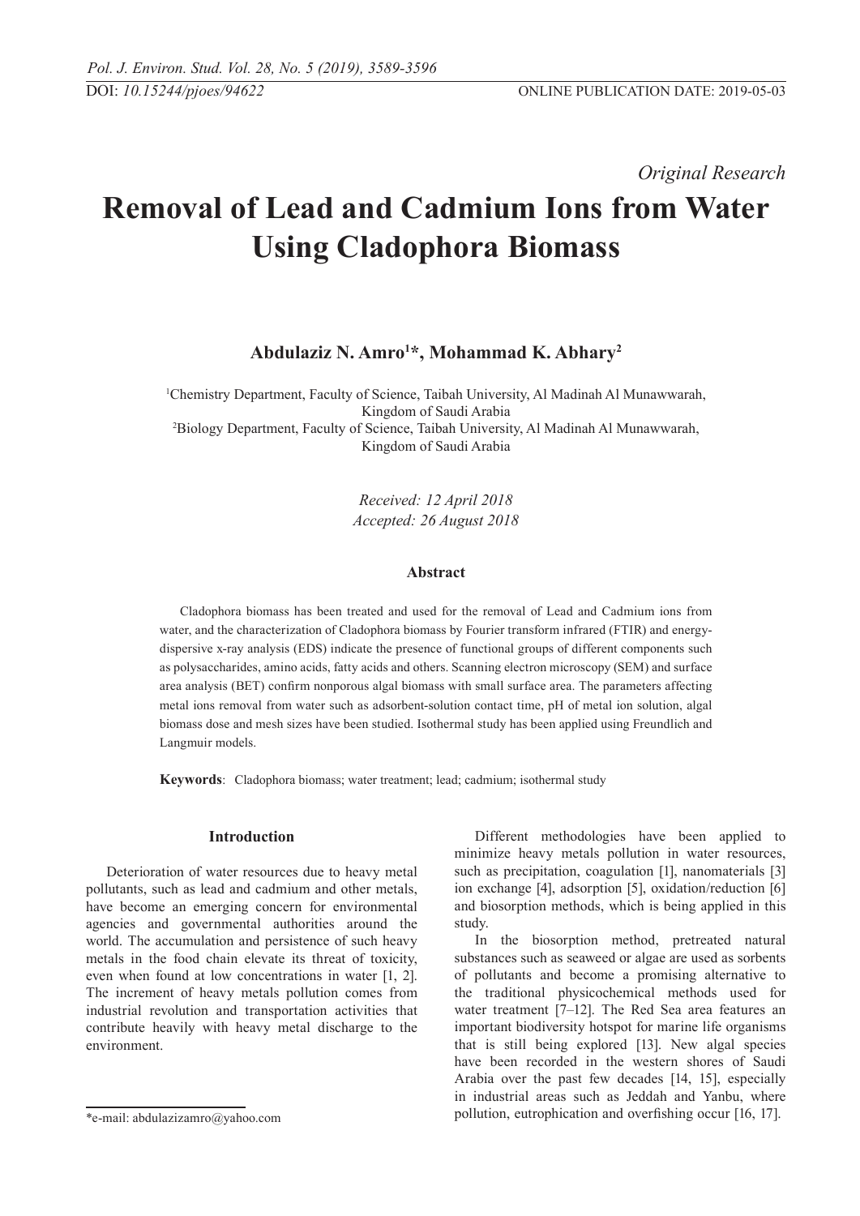*Original Research*

# Removal of Lead and Cadmium Ions from Water Using Cladophora Biomass

**Abdulaziz N. Amro[1]\*, Mohammad K. Abhary[2]**

[1]Chemistry Department, Faculty of Science, Taibah University, Al Madinah Al Munawwarah, Kingdom of Saudi Arabia

[2]Biology Department, Faculty of Science, Taibah University, Al Madinah Al Munawwarah, Kingdom of Saudi Arabia

*Received: 12 April 2018*
*Accepted: 26 August 2018*

### Abstract

Cladophora biomass has been treated and used for the removal of Lead and Cadmium ions from water, and the characterization of Cladophora biomass by Fourier transform infrared (FTIR) and energy-dispersive x-ray analysis (EDS) indicate the presence of functional groups of different components such as polysaccharides, amino acids, fatty acids and others. Scanning electron microscopy (SEM) and surface area analysis (BET) confirm nonporous algal biomass with small surface area. The parameters affecting metal ions removal from water such as adsorbent-solution contact time, pH of metal ion solution, algal biomass dose and mesh sizes have been studied. Isothermal study has been applied using Freundlich and Langmuir models.

**Keywords**: Cladophora biomass; water treatment; lead; cadmium; isothermal study

## Introduction

Deterioration of water resources due to heavy metal pollutants, such as lead and cadmium and other metals, have become an emerging concern for environmental agencies and governmental authorities around the world. The accumulation and persistence of such heavy metals in the food chain elevate its threat of toxicity, even when found at low concentrations in water [1, 2]. The increment of heavy metals pollution comes from industrial revolution and transportation activities that contribute heavily with heavy metal discharge to the environment.

Different methodologies have been applied to minimize heavy metals pollution in water resources, such as precipitation, coagulation [1], nanomaterials [3] ion exchange [4], adsorption [5], oxidation/reduction [6] and biosorption methods, which is being applied in this study.

In the biosorption method, pretreated natural substances such as seaweed or algae are used as sorbents of pollutants and become a promising alternative to the traditional physicochemical methods used for water treatment [7–12]. The Red Sea area features an important biodiversity hotspot for marine life organisms that is still being explored [13]. New algal species have been recorded in the western shores of Saudi Arabia over the past few decades [14, 15], especially in industrial areas such as Jeddah and Yanbu, where pollution, eutrophication and overfishing occur [16, 17].

\*e-mail: abdulazizamro@yahoo.com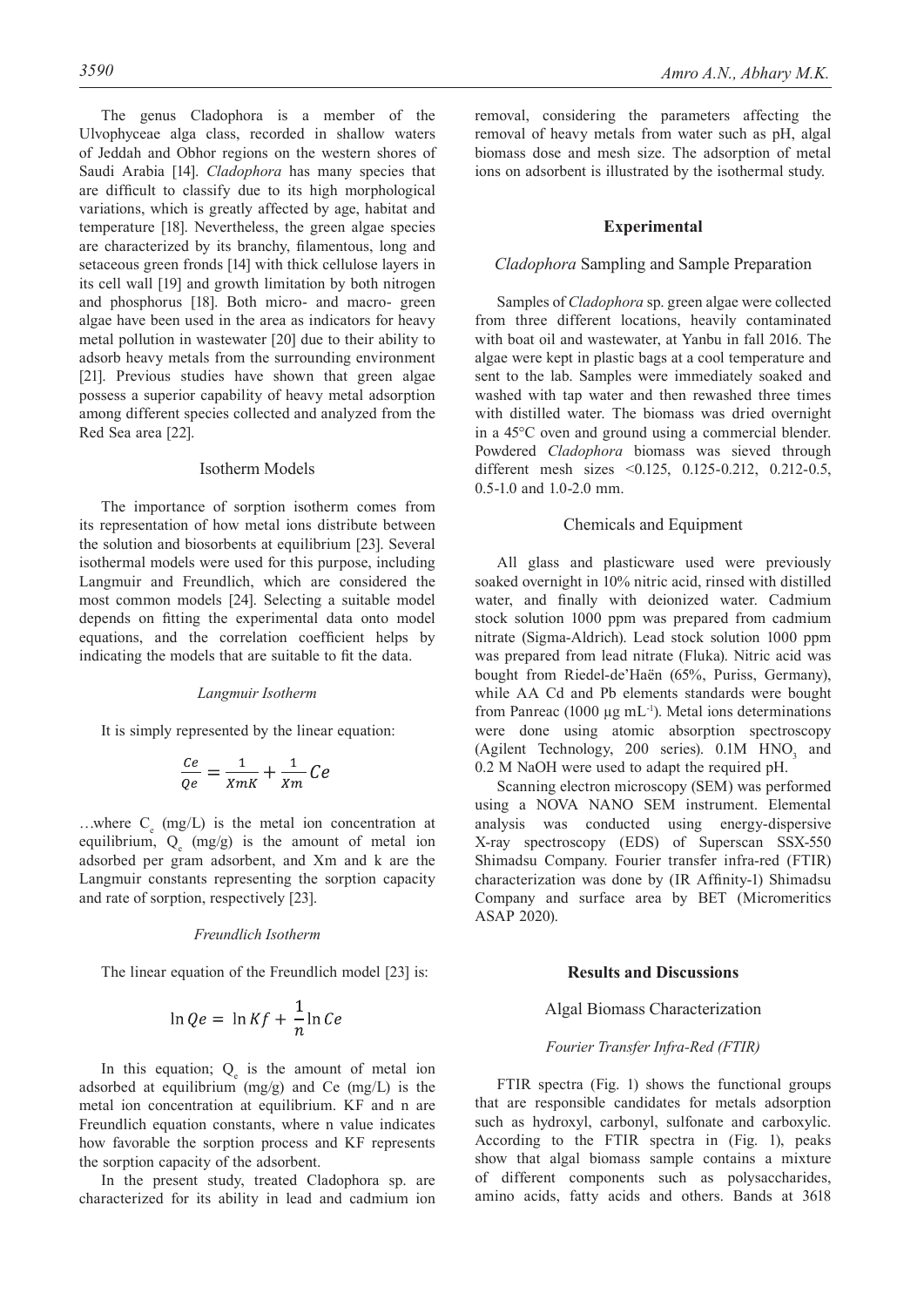The genus Cladophora is a member of the Ulvophyceae alga class, recorded in shallow waters of Jeddah and Obhor regions on the western shores of Saudi Arabia [14]. *Cladophora* has many species that are difficult to classify due to its high morphological variations, which is greatly affected by age, habitat and temperature [18]. Nevertheless, the green algae species are characterized by its branchy, filamentous, long and setaceous green fronds [14] with thick cellulose layers in its cell wall [19] and growth limitation by both nitrogen and phosphorus [18]. Both micro- and macro- green algae have been used in the area as indicators for heavy metal pollution in wastewater [20] due to their ability to adsorb heavy metals from the surrounding environment [21]. Previous studies have shown that green algae possess a superior capability of heavy metal adsorption among different species collected and analyzed from the Red Sea area [22].

## Isotherm Models

The importance of sorption isotherm comes from its representation of how metal ions distribute between the solution and biosorbents at equilibrium [23]. Several isothermal models were used for this purpose, including Langmuir and Freundlich, which are considered the most common models [24]. Selecting a suitable model depends on fitting the experimental data onto model equations, and the correlation coefficient helps by indicating the models that are suitable to fit the data.

### *Langmuir Isotherm*

It is simply represented by the linear equation:

$$\frac{Ce}{Qe} = \frac{1}{XmK} + \frac{1}{Xm}Ce$$

…where $C_e$ (mg/L) is the metal ion concentration at equilibrium, $Q_e$ (mg/g) is the amount of metal ion adsorbed per gram adsorbent, and Xm and k are the Langmuir constants representing the sorption capacity and rate of sorption, respectively [23].

### *Freundlich Isotherm*

The linear equation of the Freundlich model [23] is:

$$\ln Qe = \ln Kf + \frac{1}{n}\ln Ce$$

In this equation; $Q_e$ is the amount of metal ion adsorbed at equilibrium (mg/g) and Ce (mg/L) is the metal ion concentration at equilibrium. KF and n are Freundlich equation constants, where n value indicates how favorable the sorption process and KF represents the sorption capacity of the adsorbent.

In the present study, treated Cladophora sp. are characterized for its ability in lead and cadmium ion removal, considering the parameters affecting the removal of heavy metals from water such as pH, algal biomass dose and mesh size. The adsorption of metal ions on adsorbent is illustrated by the isothermal study.

## Experimental

### *Cladophora* Sampling and Sample Preparation

Samples of *Cladophora* sp. green algae were collected from three different locations, heavily contaminated with boat oil and wastewater, at Yanbu in fall 2016. The algae were kept in plastic bags at a cool temperature and sent to the lab. Samples were immediately soaked and washed with tap water and then rewashed three times with distilled water. The biomass was dried overnight in a 45°C oven and ground using a commercial blender. Powdered *Cladophora* biomass was sieved through different mesh sizes <0.125, 0.125-0.212, 0.212-0.5, 0.5-1.0 and 1.0-2.0 mm.

### Chemicals and Equipment

All glass and plasticware used were previously soaked overnight in 10% nitric acid, rinsed with distilled water, and finally with deionized water. Cadmium stock solution 1000 ppm was prepared from cadmium nitrate (Sigma-Aldrich). Lead stock solution 1000 ppm was prepared from lead nitrate (Fluka). Nitric acid was bought from Riedel-de'Haën (65%, Puriss, Germany), while AA Cd and Pb elements standards were bought from Panreac (1000 µg $mL^{-1}$). Metal ions determinations were done using atomic absorption spectroscopy (Agilent Technology, 200 series). 0.1M $HNO_3$ and 0.2 M NaOH were used to adapt the required pH.

Scanning electron microscopy (SEM) was performed using a NOVA NANO SEM instrument. Elemental analysis was conducted using energy-dispersive X-ray spectroscopy (EDS) of Superscan SSX-550 Shimadsu Company. Fourier transfer infra-red (FTIR) characterization was done by (IR Affinity-1) Shimadsu Company and surface area by BET (Micromeritics ASAP 2020).

## Results and Discussions

### Algal Biomass Characterization

#### *Fourier Transfer Infra-Red (FTIR)*

FTIR spectra (Fig. 1) shows the functional groups that are responsible candidates for metals adsorption such as hydroxyl, carbonyl, sulfonate and carboxylic. According to the FTIR spectra in (Fig. 1), peaks show that algal biomass sample contains a mixture of different components such as polysaccharides, amino acids, fatty acids and others. Bands at 3618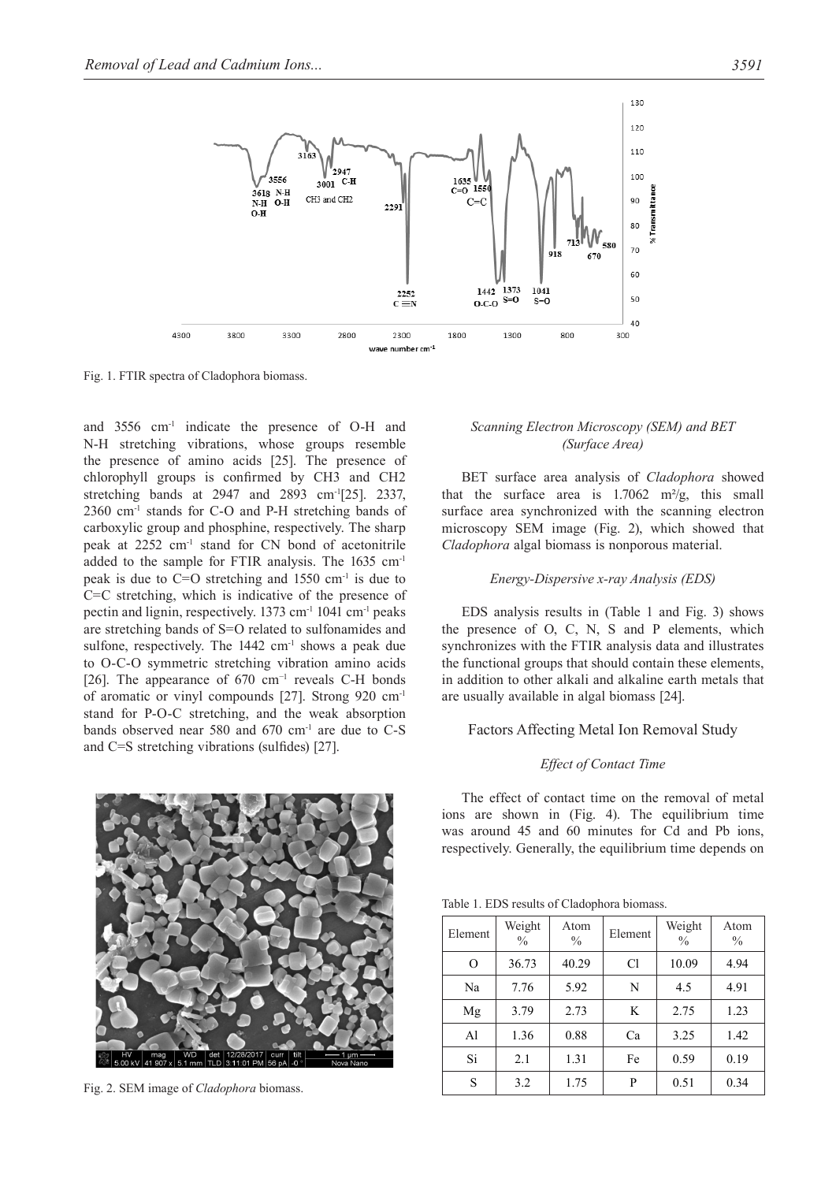Fig. 1. FTIR spectra of Cladophora biomass.

and 3556 cm$^{-1}$ indicate the presence of O-H and N-H stretching vibrations, whose groups resemble the presence of amino acids [25]. The presence of chlorophyll groups is confirmed by CH3 and CH2 stretching bands at 2947 and 2893 cm$^{-1}$[25]. 2337, 2360 cm$^{-1}$ stands for C-O and P-H stretching bands of carboxylic group and phosphine, respectively. The sharp peak at 2252 cm$^{-1}$ stand for CN bond of acetonitrile added to the sample for FTIR analysis. The 1635 cm$^{-1}$ peak is due to C=O stretching and 1550 cm$^{-1}$ is due to C=C stretching, which is indicative of the presence of pectin and lignin, respectively. 1373 cm$^{-1}$ 1041 cm$^{-1}$ peaks are stretching bands of S=O related to sulfonamides and sulfone, respectively. The 1442 cm$^{-1}$ shows a peak due to O-C-O symmetric stretching vibration amino acids [26]. The appearance of 670 cm$^{-1}$ reveals C-H bonds of aromatic or vinyl compounds [27]. Strong 920 cm$^{-1}$ stand for P-O-C stretching, and the weak absorption bands observed near 580 and 670 cm$^{-1}$ are due to C-S and C=S stretching vibrations (sulfides) [27].

Fig. 2. SEM image of *Cladophora* biomass.

### *Scanning Electron Microscopy (SEM) and BET (Surface Area)*

BET surface area analysis of *Cladophora* showed that the surface area is 1.7062 m$^2$/g, this small surface area synchronized with the scanning electron microscopy SEM image (Fig. 2), which showed that *Cladophora* algal biomass is nonporous material.

### *Energy-Dispersive x-ray Analysis (EDS)*

EDS analysis results in (Table 1 and Fig. 3) shows the presence of O, C, N, S and P elements, which synchronizes with the FTIR analysis data and illustrates the functional groups that should contain these elements, in addition to other alkali and alkaline earth metals that are usually available in algal biomass [24].

## Factors Affecting Metal Ion Removal Study

### *Effect of Contact Time*

The effect of contact time on the removal of metal ions are shown in (Fig. 4). The equilibrium time was around 45 and 60 minutes for Cd and Pb ions, respectively. Generally, the equilibrium time depends on

Table 1. EDS results of Cladophora biomass.

| Element | Weight % | Atom % | Element | Weight % | Atom % |
|---|---|---|---|---|---|
| O | 36.73 | 40.29 | Cl | 10.09 | 4.94 |
| Na | 7.76 | 5.92 | N | 4.5 | 4.91 |
| Mg | 3.79 | 2.73 | K | 2.75 | 1.23 |
| Al | 1.36 | 0.88 | Ca | 3.25 | 1.42 |
| Si | 2.1 | 1.31 | Fe | 0.59 | 0.19 |
| S | 3.2 | 1.75 | P | 0.51 | 0.34 |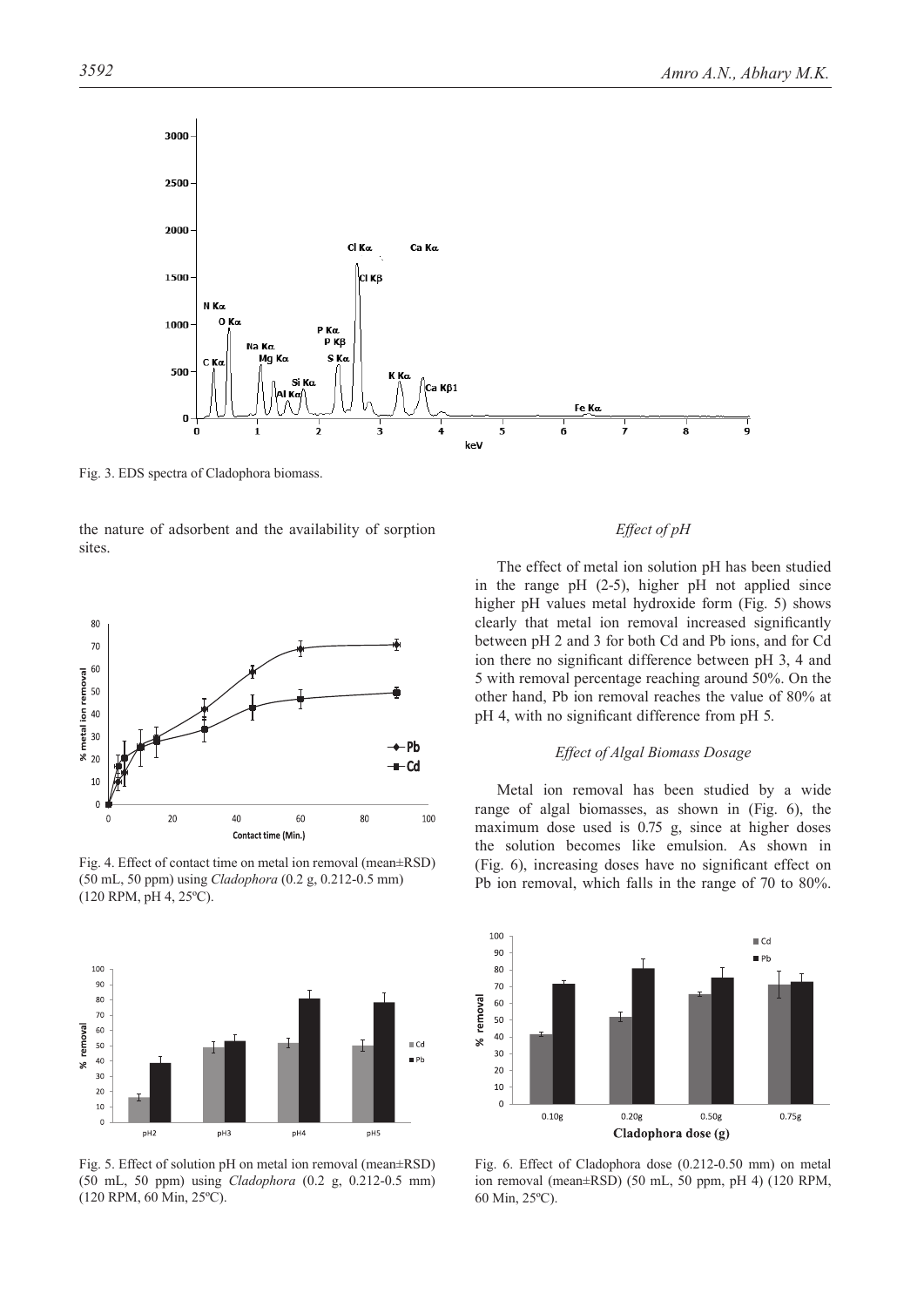Fig. 3. EDS spectra of Cladophora biomass.

the nature of adsorbent and the availability of sorption sites.

Fig. 4. Effect of contact time on metal ion removal (mean±RSD) (50 mL, 50 ppm) using *Cladophora* (0.2 g, 0.212-0.5 mm) (120 RPM, pH 4, 25ºC).

Fig. 5. Effect of solution pH on metal ion removal (mean±RSD) (50 mL, 50 ppm) using *Cladophora* (0.2 g, 0.212-0.5 mm) (120 RPM, 60 Min, 25ºC).

### *Effect of pH*

The effect of metal ion solution pH has been studied in the range pH (2-5), higher pH not applied since higher pH values metal hydroxide form (Fig. 5) shows clearly that metal ion removal increased significantly between pH 2 and 3 for both Cd and Pb ions, and for Cd ion there no significant difference between pH 3, 4 and 5 with removal percentage reaching around 50%. On the other hand, Pb ion removal reaches the value of 80% at pH 4, with no significant difference from pH 5.

### *Effect of Algal Biomass Dosage*

Metal ion removal has been studied by a wide range of algal biomasses, as shown in (Fig. 6), the maximum dose used is 0.75 g, since at higher doses the solution becomes like emulsion. As shown in (Fig. 6), increasing doses have no significant effect on Pb ion removal, which falls in the range of 70 to 80%.

Fig. 6. Effect of Cladophora dose (0.212-0.50 mm) on metal ion removal (mean±RSD) (50 mL, 50 ppm, pH 4) (120 RPM, 60 Min, 25ºC).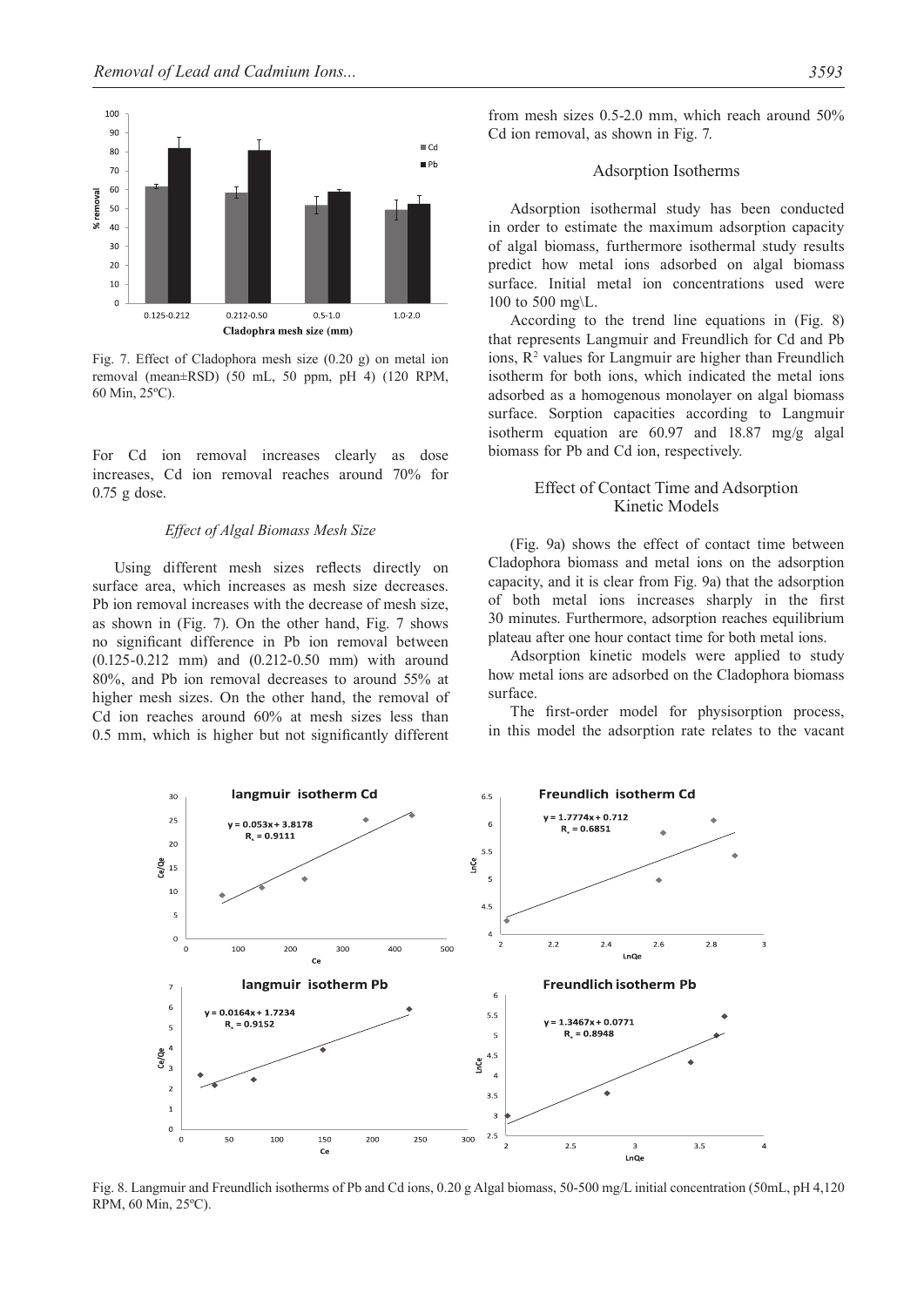Fig. 7. Effect of Cladophora mesh size (0.20 g) on metal ion removal (mean±RSD) (50 mL, 50 ppm, pH 4) (120 RPM, 60 Min, 25ºC).

For Cd ion removal increases clearly as dose increases, Cd ion removal reaches around 70% for 0.75 g dose.

### *Effect of Algal Biomass Mesh Size*

Using different mesh sizes reflects directly on surface area, which increases as mesh size decreases. Pb ion removal increases with the decrease of mesh size, as shown in (Fig. 7). On the other hand, Fig. 7 shows no significant difference in Pb ion removal between (0.125-0.212 mm) and (0.212-0.50 mm) with around 80%, and Pb ion removal decreases to around 55% at higher mesh sizes. On the other hand, the removal of Cd ion reaches around 60% at mesh sizes less than 0.5 mm, which is higher but not significantly different from mesh sizes 0.5-2.0 mm, which reach around 50% Cd ion removal, as shown in Fig. 7.

## Adsorption Isotherms

Adsorption isothermal study has been conducted in order to estimate the maximum adsorption capacity of algal biomass, furthermore isothermal study results predict how metal ions adsorbed on algal biomass surface. Initial metal ion concentrations used were 100 to 500 mg\L.

According to the trend line equations in (Fig. 8) that represents Langmuir and Freundlich for Cd and Pb ions, $R^2$ values for Langmuir are higher than Freundlich isotherm for both ions, which indicated the metal ions adsorbed as a homogenous monolayer on algal biomass surface. Sorption capacities according to Langmuir isotherm equation are 60.97 and 18.87 mg/g algal biomass for Pb and Cd ion, respectively.

## Effect of Contact Time and Adsorption Kinetic Models

(Fig. 9a) shows the effect of contact time between Cladophora biomass and metal ions on the adsorption capacity, and it is clear from Fig. 9a) that the adsorption of both metal ions increases sharply in the first 30 minutes. Furthermore, adsorption reaches equilibrium plateau after one hour contact time for both metal ions.

Adsorption kinetic models were applied to study how metal ions are adsorbed on the Cladophora biomass surface.

The first-order model for physisorption process, in this model the adsorption rate relates to the vacant

Fig. 8. Langmuir and Freundlich isotherms of Pb and Cd ions, 0.20 g Algal biomass, 50-500 mg/L initial concentration (50mL, pH 4,120 RPM, 60 Min, 25ºC).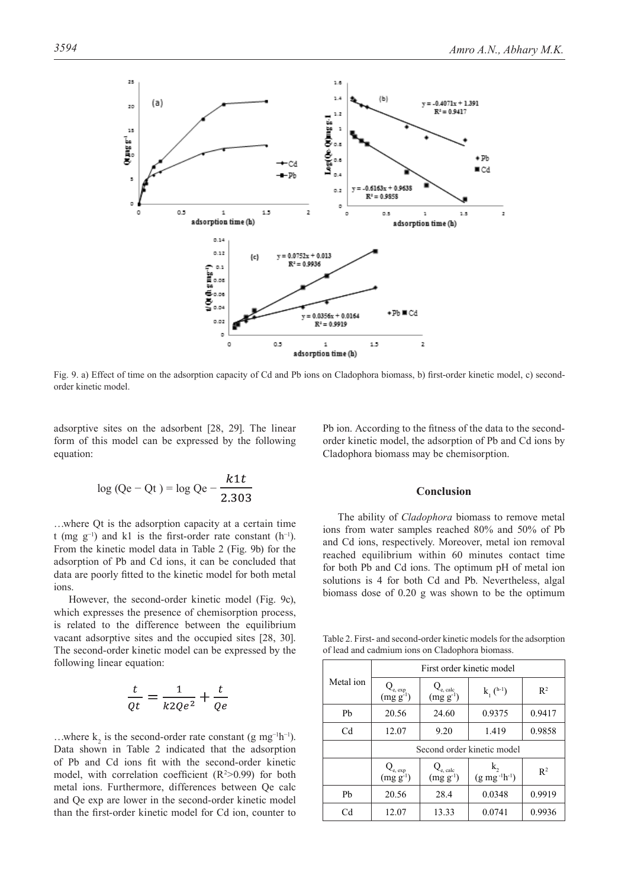Fig. 9. a) Effect of time on the adsorption capacity of Cd and Pb ions on Cladophora biomass, b) first-order kinetic model, c) second-order kinetic model.

adsorptive sites on the adsorbent [28, 29]. The linear form of this model can be expressed by the following equation:

$$\log (Qe - Qt) = \log Qe - \frac{k1t}{2.303}$$

…where Qt is the adsorption capacity at a certain time t (mg $g^{-1}$) and k1 is the first-order rate constant ($h^{-1}$). From the kinetic model data in Table 2 (Fig. 9b) for the adsorption of Pb and Cd ions, it can be concluded that data are poorly fitted to the kinetic model for both metal ions.

However, the second-order kinetic model (Fig. 9c), which expresses the presence of chemisorption process, is related to the difference between the equilibrium vacant adsorptive sites and the occupied sites [28, 30]. The second-order kinetic model can be expressed by the following linear equation:

$$\frac{t}{Qt} = \frac{1}{k2Qe^2} + \frac{t}{Qe}$$

…where $k_2$ is the second-order rate constant (g $mg^{-1}h^{-1}$). Data shown in Table 2 indicated that the adsorption of Pb and Cd ions fit with the second-order kinetic model, with correlation coefficient ($R^2$>0.99) for both metal ions. Furthermore, differences between Qe calc and Qe exp are lower in the second-order kinetic model than the first-order kinetic model for Cd ion, counter to Pb ion. According to the fitness of the data to the second-order kinetic model, the adsorption of Pb and Cd ions by Cladophora biomass may be chemisorption.

## Conclusion

The ability of *Cladophora* biomass to remove metal ions from water samples reached 80% and 50% of Pb and Cd ions, respectively. Moreover, metal ion removal reached equilibrium within 60 minutes contact time for both Pb and Cd ions. The optimum pH of metal ion solutions is 4 for both Cd and Pb. Nevertheless, algal biomass dose of 0.20 g was shown to be the optimum

Table 2. First- and second-order kinetic models for the adsorption of lead and cadmium ions on Cladophora biomass.

| Metal ion | First order kinetic model | | | |
|---|---|---|---|---|
| | $Q_{e, exp}$ (mg $g^{-1}$) | $Q_{e, calc}$ (mg $g^{-1}$) | $k_1$ ($h^{-1}$) | $R^2$ |
| Pb | 20.56 | 24.60 | 0.9375 | 0.9417 |
| Cd | 12.07 | 9.20 | 1.419 | 0.9858 |
| | Second order kinetic model | | | |
| | $Q_{e, exp}$ (mg $g^{-1}$) | $Q_{e, calc}$ (mg $g^{-1}$) | $k_2$ (g $mg^{-1}h^{-1}$) | $R^2$ |
| Pb | 20.56 | 28.4 | 0.0348 | 0.9919 |
| Cd | 12.07 | 13.33 | 0.0741 | 0.9936 |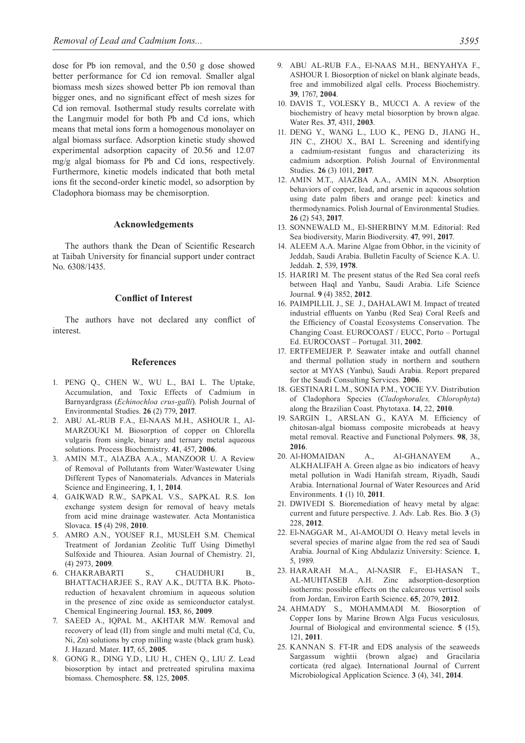dose for Pb ion removal, and the 0.50 g dose showed better performance for Cd ion removal. Smaller algal biomass mesh sizes showed better Pb ion removal than bigger ones, and no significant effect of mesh sizes for Cd ion removal. Isothermal study results correlate with the Langmuir model for both Pb and Cd ions, which means that metal ions form a homogenous monolayer on algal biomass surface. Adsorption kinetic study showed experimental adsorption capacity of 20.56 and 12.07 mg/g algal biomass for Pb and Cd ions, respectively. Furthermore, kinetic models indicated that both metal ions fit the second-order kinetic model, so adsorption by Cladophora biomass may be chemisorption.

## Acknowledgements

The authors thank the Dean of Scientific Research at Taibah University for financial support under contract No. 6308/1435.

## Conflict of Interest

The authors have not declared any conflict of interest.

## References

1. PENG Q., CHEN W., WU L., BAI L. The Uptake, Accumulation, and Toxic Effects of Cadmium in Barnyardgrass (*Echinochloa crus-galli*). Polish Journal of Environmental Studies. **26** (2) 779, **2017**.
2. ABU AL-RUB F.A., El-NAAS M.H., ASHOUR I., Al-MARZOUKI M. Biosorption of copper on Chlorella vulgaris from single, binary and ternary metal aqueous solutions. Process Biochemistry. **41**, 457, **2006**.
3. AMIN M.T., AlAZBA A.A., MANZOOR U. A Review of Removal of Pollutants from Water/Wastewater Using Different Types of Nanomaterials. Advances in Materials Science and Engineering, **1**, 1, **2014**.
4. GAIKWAD R.W., SAPKAL V.S., SAPKAL R.S. Ion exchange system design for removal of heavy metals from acid mine drainage wastewater. Acta Montanistica Slovaca. **15** (4) 298, **2010**.
5. AMRO A.N., YOUSEF R.I., MUSLEH S.M. Chemical Treatment of Jordanian Zeolitic Tuff Using Dimethyl Sulfoxide and Thiourea. Asian Journal of Chemistry. 21, (4) 2973, **2009**.
6. CHAKRABARTI S., CHAUDHURI B., BHATTACHARJEE S., RAY A.K., DUTTA B.K. Photo-reduction of hexavalent chromium in aqueous solution in the presence of zinc oxide as semiconductor catalyst. Chemical Engineering Journal. **153**, 86, **2009**.
7. SAEED A., IQPAL M., AKHTAR M.W. Removal and recovery of lead (II) from single and multi metal (Cd, Cu, Ni, Zn) solutions by crop milling waste (black gram husk). J. Hazard. Mater. **117**, 65, **2005**.
8. GONG R., DING Y.D., LIU H., CHEN Q., LIU Z. Lead biosorption by intact and pretreated spirulina maxima biomass. Chemosphere. **58**, 125, **2005**.
9. ABU AL-RUB F.A., El-NAAS M.H., BENYAHYA F., ASHOUR I. Biosorption of nickel on blank alginate beads, free and immobilized algal cells. Process Biochemistry. **39**, 1767, **2004**.
10. DAVIS T., VOLESKY B., MUCCI A. A review of the biochemistry of heavy metal biosorption by brown algae. Water Res. **37**, 4311, **2003**.
11. DENG Y., WANG L., LUO K., PENG D., JIANG H., JIN C., ZHOU X., BAI L. Screening and identifying a cadmium-resistant fungus and characterizing its cadmium adsorption. Polish Journal of Environmental Studies. **26** (3) 1011, **2017**.
12. AMIN M.T., AlAZBA A.A., AMIN M.N. Absorption behaviors of copper, lead, and arsenic in aqueous solution using date palm fibers and orange peel: kinetics and thermodynamics. Polish Journal of Environmental Studies. **26** (2) 543, **2017**.
13. SONNEWALD M., El-SHERBINY M.M. Editorial: Red Sea biodiversity, Marin Biodiversity. **47**, 991, **2017**.
14. ALEEM A.A. Marine Algae from Obhor, in the vicinity of Jeddah, Saudi Arabia. Bulletin Faculty of Science K.A. U. Jeddah. **2**, 539, **1978**.
15. HARIRI M. The present status of the Red Sea coral reefs between Haql and Yanbu, Saudi Arabia. Life Science Journal. **9** (4) 3852, **2012**.
16. PAIMPILLIL J., SE J., DAHALAWI M. Impact of treated industrial effluents on Yanbu (Red Sea) Coral Reefs and the Efficiency of Coastal Ecosystems Conservation. The Changing Coast. EUROCOAST / EUCC, Porto – Portugal Ed. EUROCOAST – Portugal. 311, **2002**.
17. ERTFEMEIJER P. Seawater intake and outfall channel and thermal pollution study in northern and southern sector at MYAS (Yanbu), Saudi Arabia. Report prepared for the Saudi Consulting Services. **2006**.
18. GESTINARI L.M., SONIA P.M., YOCIE Y.V. Distribution of Cladophora Species (*Cladophorales, Chlorophyta*) along the Brazilian Coast. Phytotaxa. **14**, 22, **2010**.
19. SARGIN I., ARSLAN G., KAYA M. Efficiency of chitosan-algal biomass composite microbeads at heavy metal removal. Reactive and Functional Polymers. **98**, 38, **2016**.
20. Al-HOMAIDAN A., Al-GHANAYEM A., ALKHALIFAH A. Green algae as bio indicators of heavy metal pollution in Wadi Hanifah stream, Riyadh, Saudi Arabia. International Journal of Water Resources and Arid Environments. **1** (1) 10, **2011**.
21. DWIVEDI S. Bioremediation of heavy metal by algae: current and future perspective. J. Adv. Lab. Res. Bio. **3** (3) 228, **2012**.
22. El-NAGGAR M., Al-AMOUDI O. Heavy metal levels in several species of marine algae from the red sea of Saudi Arabia. Journal of King Abdulaziz University: Science. **1**, 5, 1989.
23. HARARAH M.A., Al-NASIR F., El-HASAN T., AL-MUHTASEB A.H. Zinc adsorption-desorption isotherms: possible effects on the calcareous vertisol soils from Jordan, Environ Earth Science. **65**, 2079, **2012**.
24. AHMADY S., MOHAMMADI M. Biosorption of Copper Ions by Marine Brown Alga Fucus vesiculosus*,* Journal of Biological and environmental science. **5** (15), 121, **2011**.
25. KANNAN S. FT-IR and EDS analysis of the seaweeds Sargassum wightii (brown algae) and Gracilaria corticata (red algae). International Journal of Current Microbiological Application Science. **3** (4), 341, **2014**.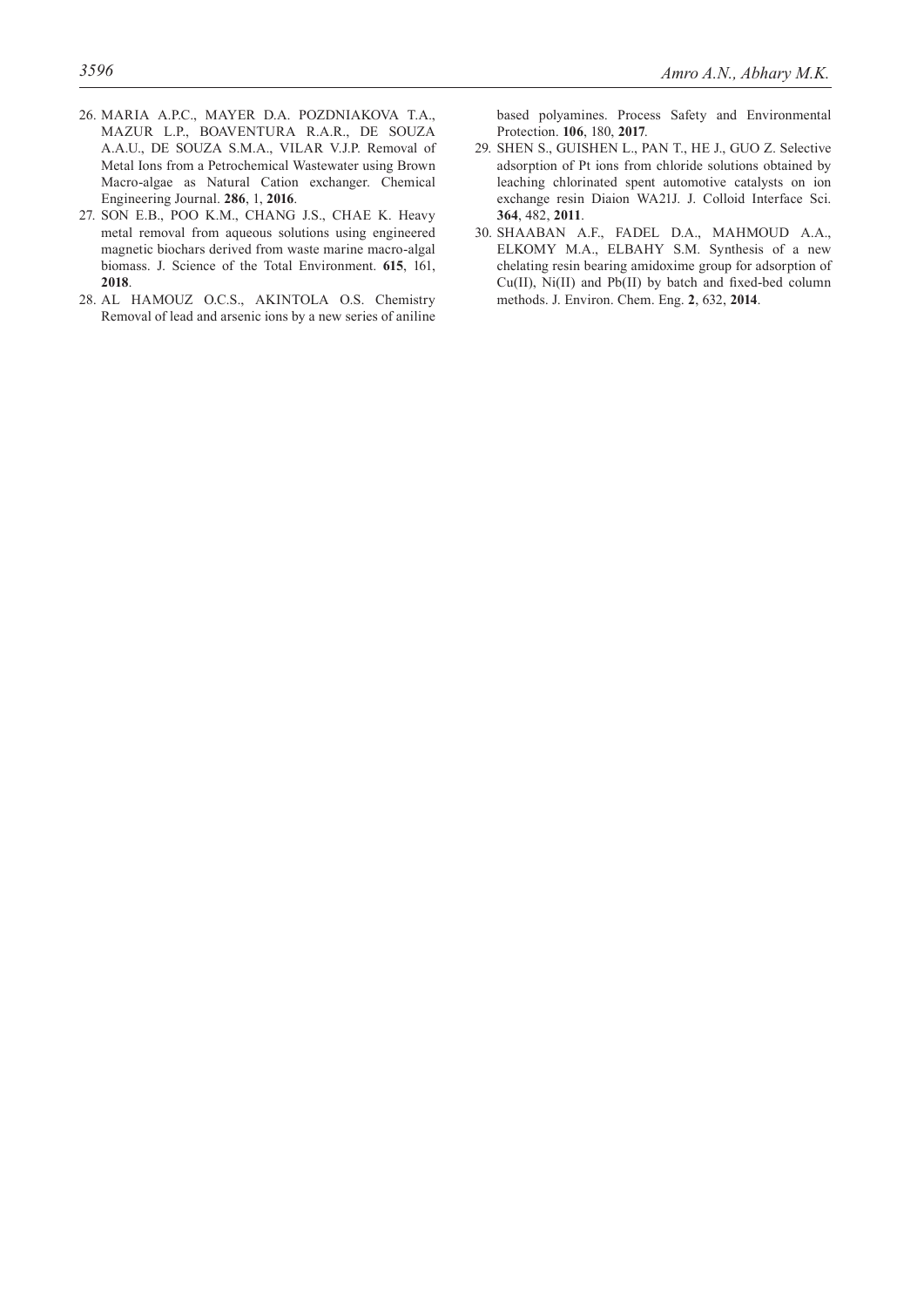26. MARIA A.P.C., MAYER D.A. POZDNIAKOVA T.A., MAZUR L.P., BOAVENTURA R.A.R., DE SOUZA A.A.U., DE SOUZA S.M.A., VILAR V.J.P. Removal of Metal Ions from a Petrochemical Wastewater using Brown Macro-algae as Natural Cation exchanger. Chemical Engineering Journal. **286**, 1, **2016**.
27. SON E.B., POO K.M., CHANG J.S., CHAE K. Heavy metal removal from aqueous solutions using engineered magnetic biochars derived from waste marine macro-algal biomass. J. Science of the Total Environment. **615**, 161, **2018**.
28. AL HAMOUZ O.C.S., AKINTOLA O.S. Chemistry Removal of lead and arsenic ions by a new series of aniline based polyamines. Process Safety and Environmental Protection. **106**, 180, **2017**.
29. SHEN S., GUISHEN L., PAN T., HE J., GUO Z. Selective adsorption of Pt ions from chloride solutions obtained by leaching chlorinated spent automotive catalysts on ion exchange resin Diaion WA21J. J. Colloid Interface Sci. **364**, 482, **2011**.
30. SHAABAN A.F., FADEL D.A., MAHMOUD A.A., ELKOMY M.A., ELBAHY S.M. Synthesis of a new chelating resin bearing amidoxime group for adsorption of Cu(II), Ni(II) and Pb(II) by batch and fixed-bed column methods. J. Environ. Chem. Eng. **2**, 632, **2014**.